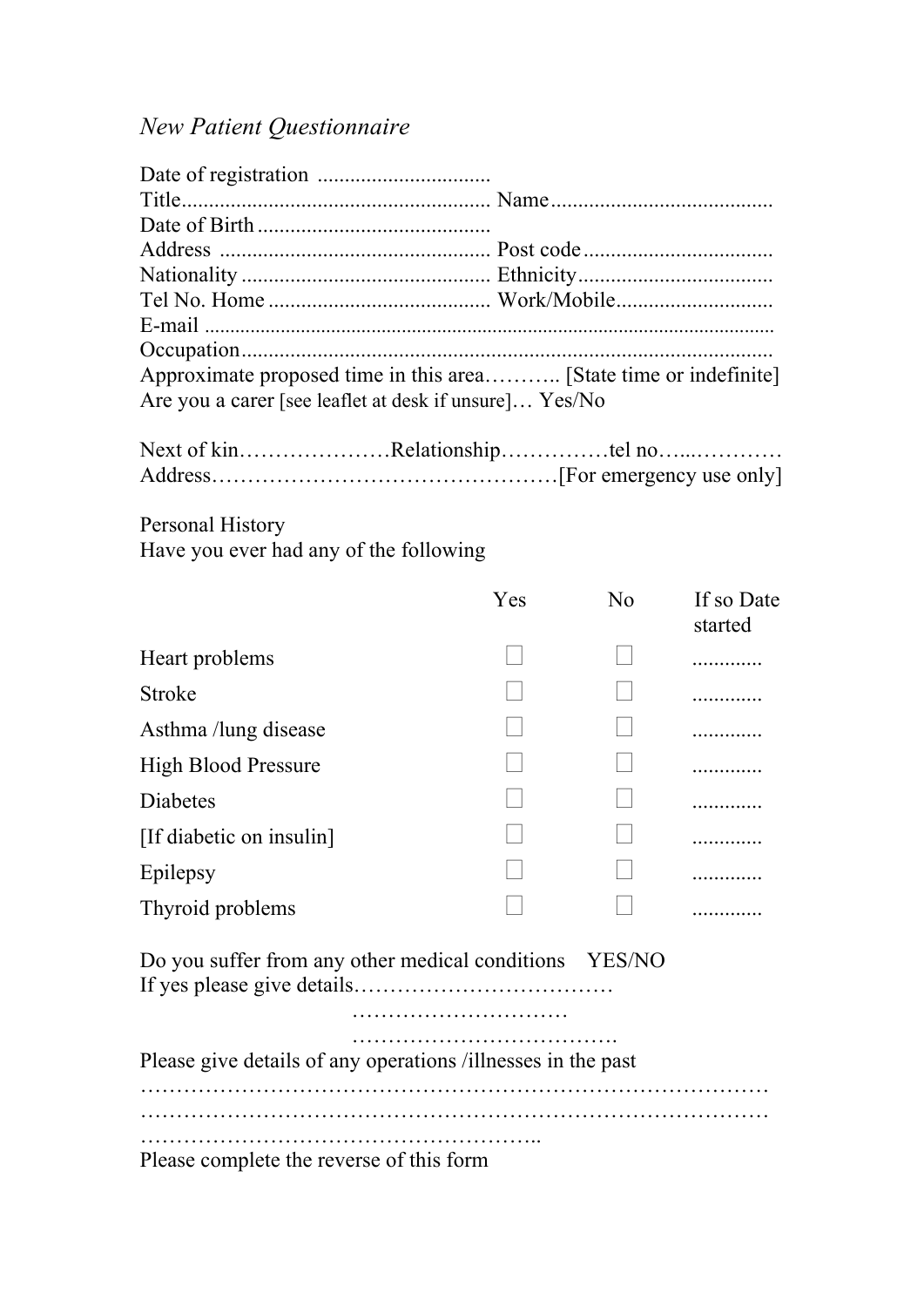*New Patient Questionnaire*

Date of registration ...............................
Title........................................................ Name........................................
Date of Birth ..........................................
Address ................................................. Post code ..................................
Nationality ............................................. Ethnicity...................................
Tel No. Home ........................................ Work/Mobile............................
E-mail ..............................................................................................................
Occupation.................................................................................................
Approximate proposed time in this area……….. [State time or indefinite]
Are you a carer [see leaflet at desk if unsure]… Yes/No

Next of kin…………………Relationship……………tel no…...…………
Address………………………………………[For emergency use only]

Personal History
Have you ever had any of the following

| | Yes | No | If so Date started |
|---|---|---|---|
| Heart problems | ☐ | ☐ | ............ |
| Stroke | ☐ | ☐ | ............ |
| Asthma /lung disease | ☐ | ☐ | ............ |
| High Blood Pressure | ☐ | ☐ | ............ |
| Diabetes | ☐ | ☐ | ............ |
| [If diabetic on insulin] | ☐ | ☐ | ............ |
| Epilepsy | ☐ | ☐ | ............ |
| Thyroid problems | ☐ | ☐ | ............ |

Do you suffer from any other medical conditions YES/NO
If yes please give details………………………………
…………………………
……………………………….

Please give details of any operations /illnesses in the past
…………………………………………………………………………
…………………………………………………………………………
……………………………………………..

Please complete the reverse of this form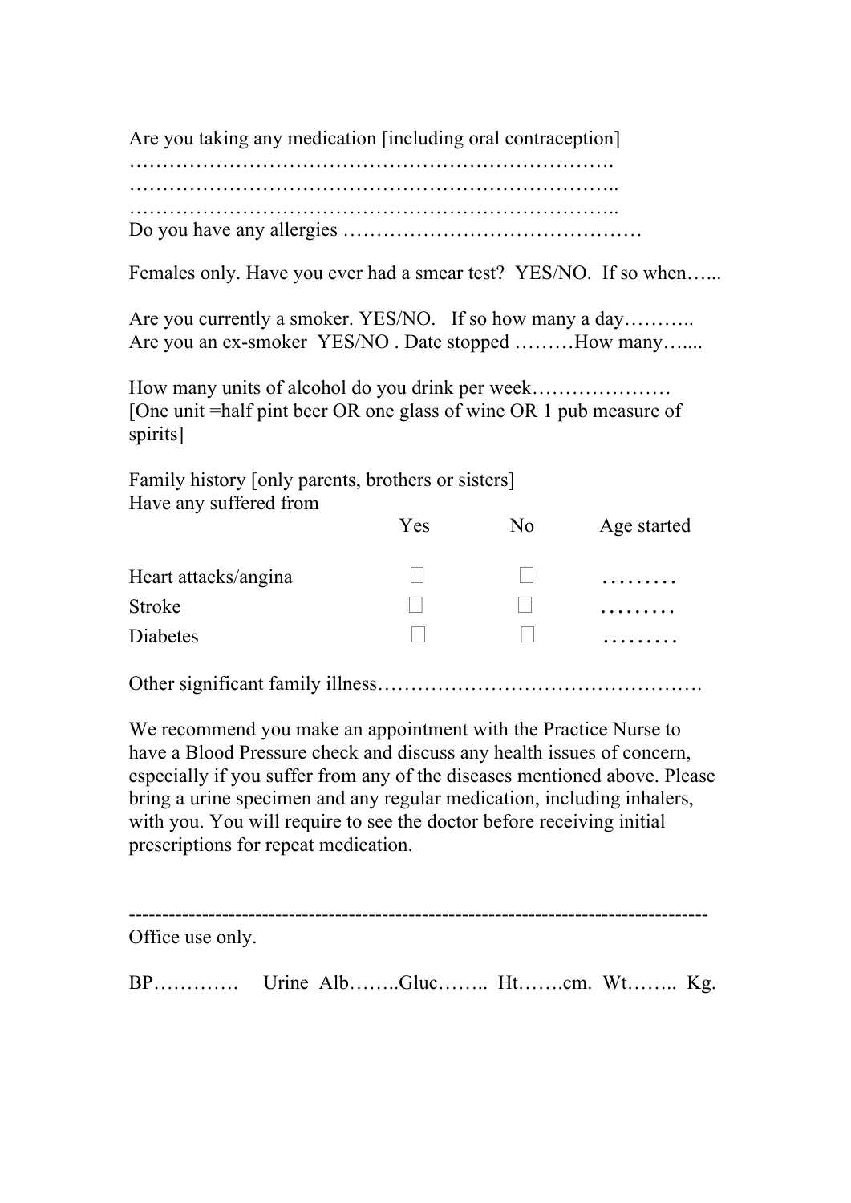Are you taking any medication [including oral contraception]
……………………………………………………………….
………………………………………………………………..
………………………………………………………………..
Do you have any allergies ………………………………………

Females only. Have you ever had a smear test? YES/NO. If so when…...

Are you currently a smoker. YES/NO. If so how many a day………..
Are you an ex-smoker YES/NO . Date stopped ………How many…....

How many units of alcohol do you drink per week…………………
[One unit =half pint beer OR one glass of wine OR 1 pub measure of spirits]

Family history [only parents, brothers or sisters]
Have any suffered from

| | Yes | No | Age started |
|---|---|---|---|
| Heart attacks/angina | ☐ | ☐ | ……… |
| Stroke | ☐ | ☐ | ……… |
| Diabetes | ☐ | ☐ | ……… |

Other significant family illness………………………………………….

We recommend you make an appointment with the Practice Nurse to have a Blood Pressure check and discuss any health issues of concern, especially if you suffer from any of the diseases mentioned above. Please bring a urine specimen and any regular medication, including inhalers, with you. You will require to see the doctor before receiving initial prescriptions for repeat medication.

---

Office use only.

BP…………. Urine Alb……..Gluc…….. Ht…….cm. Wt…….. Kg.